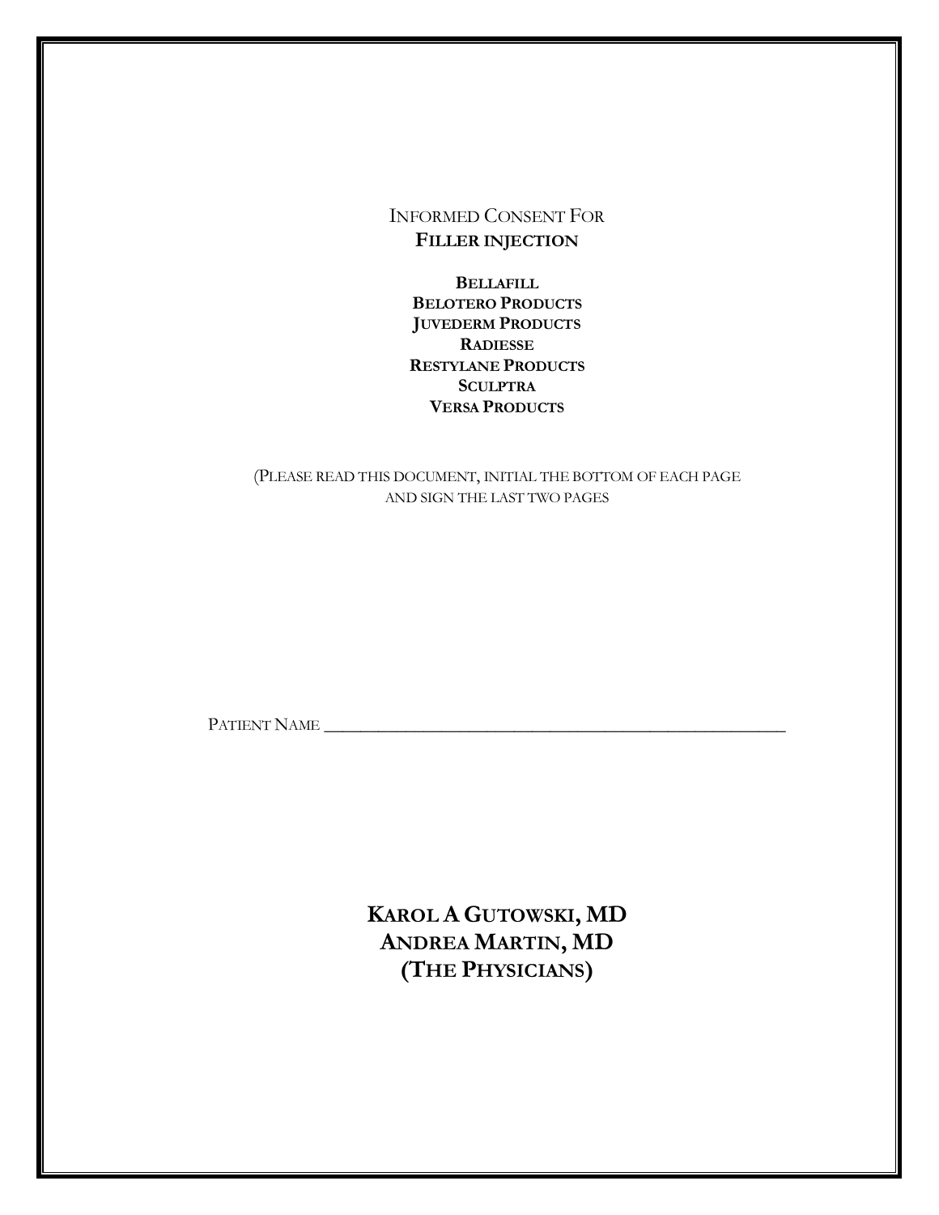# Informed Consent For **Filler injection**

**Bellafill**
**Belotero Products**
**Juvederm Products**
**Radiesse**
**Restylane Products**
**Sculptra**
**Versa Products**

(Please read this document, initial the bottom of each page and sign the last two pages

Patient Name ______________________________________________

**Karol A Gutowski, MD**
**Andrea Martin, MD**
**(The Physicians)**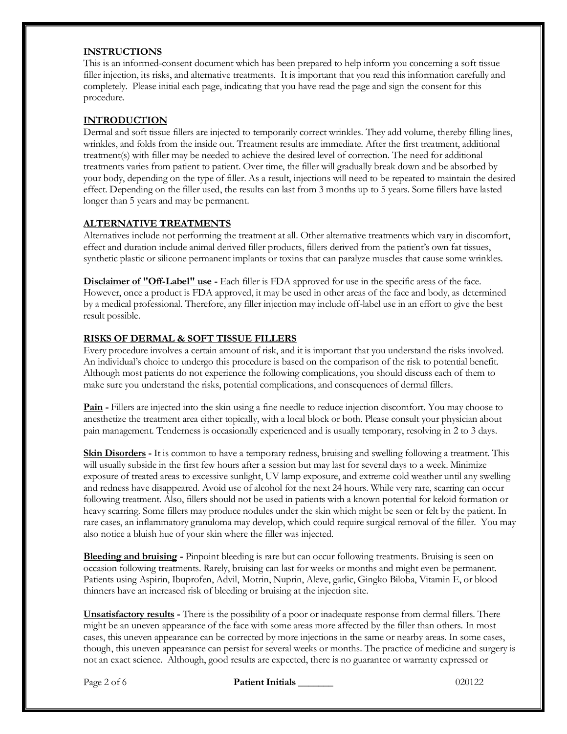## INSTRUCTIONS

This is an informed-consent document which has been prepared to help inform you concerning a soft tissue filler injection, its risks, and alternative treatments. It is important that you read this information carefully and completely. Please initial each page, indicating that you have read the page and sign the consent for this procedure.

## INTRODUCTION

Dermal and soft tissue fillers are injected to temporarily correct wrinkles. They add volume, thereby filling lines, wrinkles, and folds from the inside out. Treatment results are immediate. After the first treatment, additional treatment(s) with filler may be needed to achieve the desired level of correction. The need for additional treatments varies from patient to patient. Over time, the filler will gradually break down and be absorbed by your body, depending on the type of filler. As a result, injections will need to be repeated to maintain the desired effect. Depending on the filler used, the results can last from 3 months up to 5 years. Some fillers have lasted longer than 5 years and may be permanent.

## ALTERNATIVE TREATMENTS

Alternatives include not performing the treatment at all. Other alternative treatments which vary in discomfort, effect and duration include animal derived filler products, fillers derived from the patient's own fat tissues, synthetic plastic or silicone permanent implants or toxins that can paralyze muscles that cause some wrinkles.

**Disclaimer of "Off-Label" use -** Each filler is FDA approved for use in the specific areas of the face. However, once a product is FDA approved, it may be used in other areas of the face and body, as determined by a medical professional. Therefore, any filler injection may include off-label use in an effort to give the best result possible.

## RISKS OF DERMAL & SOFT TISSUE FILLERS

Every procedure involves a certain amount of risk, and it is important that you understand the risks involved. An individual's choice to undergo this procedure is based on the comparison of the risk to potential benefit. Although most patients do not experience the following complications, you should discuss each of them to make sure you understand the risks, potential complications, and consequences of dermal fillers.

**Pain -** Fillers are injected into the skin using a fine needle to reduce injection discomfort. You may choose to anesthetize the treatment area either topically, with a local block or both. Please consult your physician about pain management. Tenderness is occasionally experienced and is usually temporary, resolving in 2 to 3 days.

**Skin Disorders -** It is common to have a temporary redness, bruising and swelling following a treatment. This will usually subside in the first few hours after a session but may last for several days to a week. Minimize exposure of treated areas to excessive sunlight, UV lamp exposure, and extreme cold weather until any swelling and redness have disappeared. Avoid use of alcohol for the next 24 hours. While very rare, scarring can occur following treatment. Also, fillers should not be used in patients with a known potential for keloid formation or heavy scarring. Some fillers may produce nodules under the skin which might be seen or felt by the patient. In rare cases, an inflammatory granuloma may develop, which could require surgical removal of the filler. You may also notice a bluish hue of your skin where the filler was injected.

**Bleeding and bruising -** Pinpoint bleeding is rare but can occur following treatments. Bruising is seen on occasion following treatments. Rarely, bruising can last for weeks or months and might even be permanent. Patients using Aspirin, Ibuprofen, Advil, Motrin, Nuprin, Aleve, garlic, Gingko Biloba, Vitamin E, or blood thinners have an increased risk of bleeding or bruising at the injection site.

**Unsatisfactory results -** There is the possibility of a poor or inadequate response from dermal fillers. There might be an uneven appearance of the face with some areas more affected by the filler than others. In most cases, this uneven appearance can be corrected by more injections in the same or nearby areas. In some cases, though, this uneven appearance can persist for several weeks or months. The practice of medicine and surgery is not an exact science. Although, good results are expected, there is no guarantee or warranty expressed or

Patient Initials _______ 020122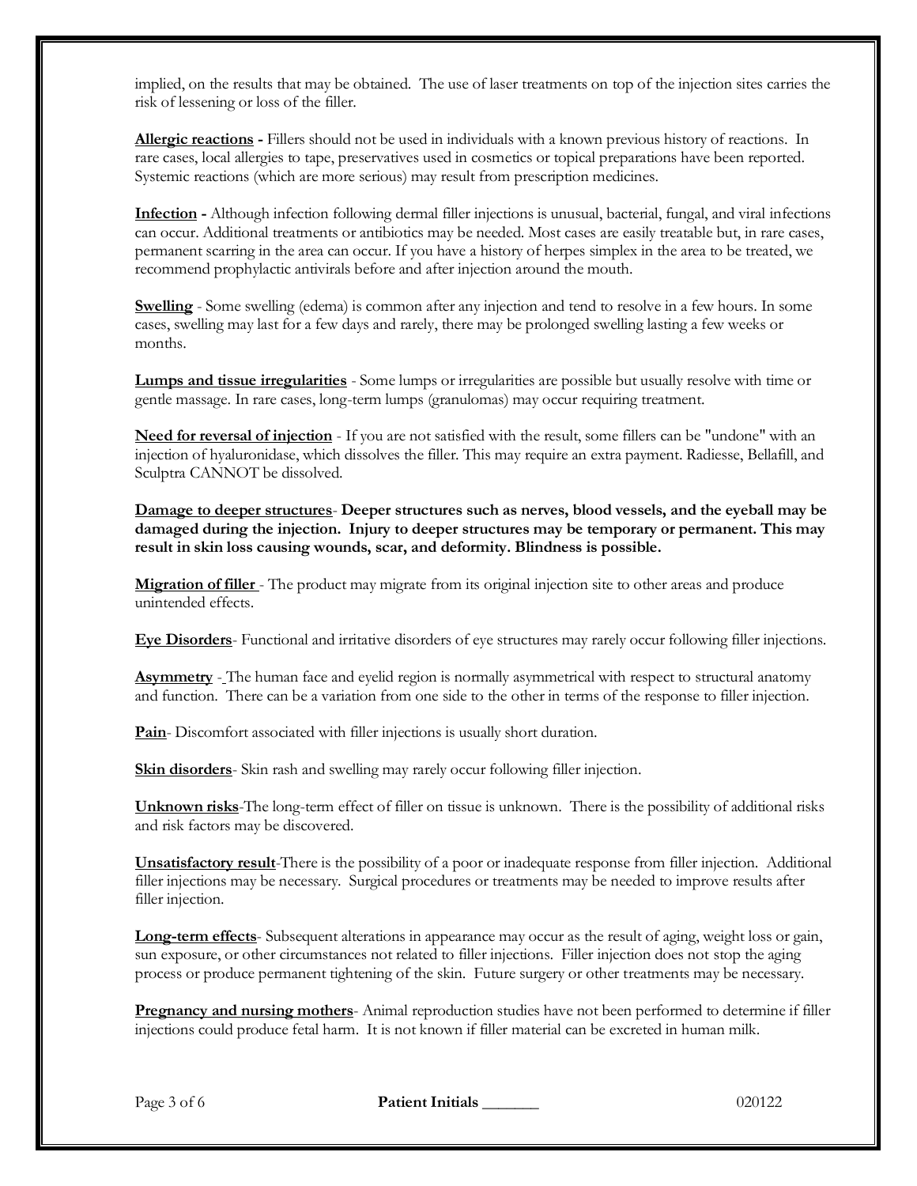implied, on the results that may be obtained. The use of laser treatments on top of the injection sites carries the risk of lessening or loss of the filler.

**Allergic reactions -** Fillers should not be used in individuals with a known previous history of reactions. In rare cases, local allergies to tape, preservatives used in cosmetics or topical preparations have been reported. Systemic reactions (which are more serious) may result from prescription medicines.

**Infection -** Although infection following dermal filler injections is unusual, bacterial, fungal, and viral infections can occur. Additional treatments or antibiotics may be needed. Most cases are easily treatable but, in rare cases, permanent scarring in the area can occur. If you have a history of herpes simplex in the area to be treated, we recommend prophylactic antivirals before and after injection around the mouth.

**Swelling** - Some swelling (edema) is common after any injection and tend to resolve in a few hours. In some cases, swelling may last for a few days and rarely, there may be prolonged swelling lasting a few weeks or months.

**Lumps and tissue irregularities** - Some lumps or irregularities are possible but usually resolve with time or gentle massage. In rare cases, long-term lumps (granulomas) may occur requiring treatment.

**Need for reversal of injection** - If you are not satisfied with the result, some fillers can be "undone" with an injection of hyaluronidase, which dissolves the filler. This may require an extra payment. Radiesse, Bellafill, and Sculptra CANNOT be dissolved.

**Damage to deeper structures- Deeper structures such as nerves, blood vessels, and the eyeball may be damaged during the injection. Injury to deeper structures may be temporary or permanent. This may result in skin loss causing wounds, scar, and deformity. Blindness is possible.**

**Migration of filler** - The product may migrate from its original injection site to other areas and produce unintended effects.

**Eye Disorders**- Functional and irritative disorders of eye structures may rarely occur following filler injections.

**Asymmetry** - The human face and eyelid region is normally asymmetrical with respect to structural anatomy and function. There can be a variation from one side to the other in terms of the response to filler injection.

**Pain**- Discomfort associated with filler injections is usually short duration.

**Skin disorders**- Skin rash and swelling may rarely occur following filler injection.

**Unknown risks**-The long-term effect of filler on tissue is unknown. There is the possibility of additional risks and risk factors may be discovered.

**Unsatisfactory result**-There is the possibility of a poor or inadequate response from filler injection. Additional filler injections may be necessary. Surgical procedures or treatments may be needed to improve results after filler injection.

**Long-term effects**- Subsequent alterations in appearance may occur as the result of aging, weight loss or gain, sun exposure, or other circumstances not related to filler injections. Filler injection does not stop the aging process or produce permanent tightening of the skin. Future surgery or other treatments may be necessary.

**Pregnancy and nursing mothers**- Animal reproduction studies have not been performed to determine if filler injections could produce fetal harm. It is not known if filler material can be excreted in human milk.

**Patient Initials** _______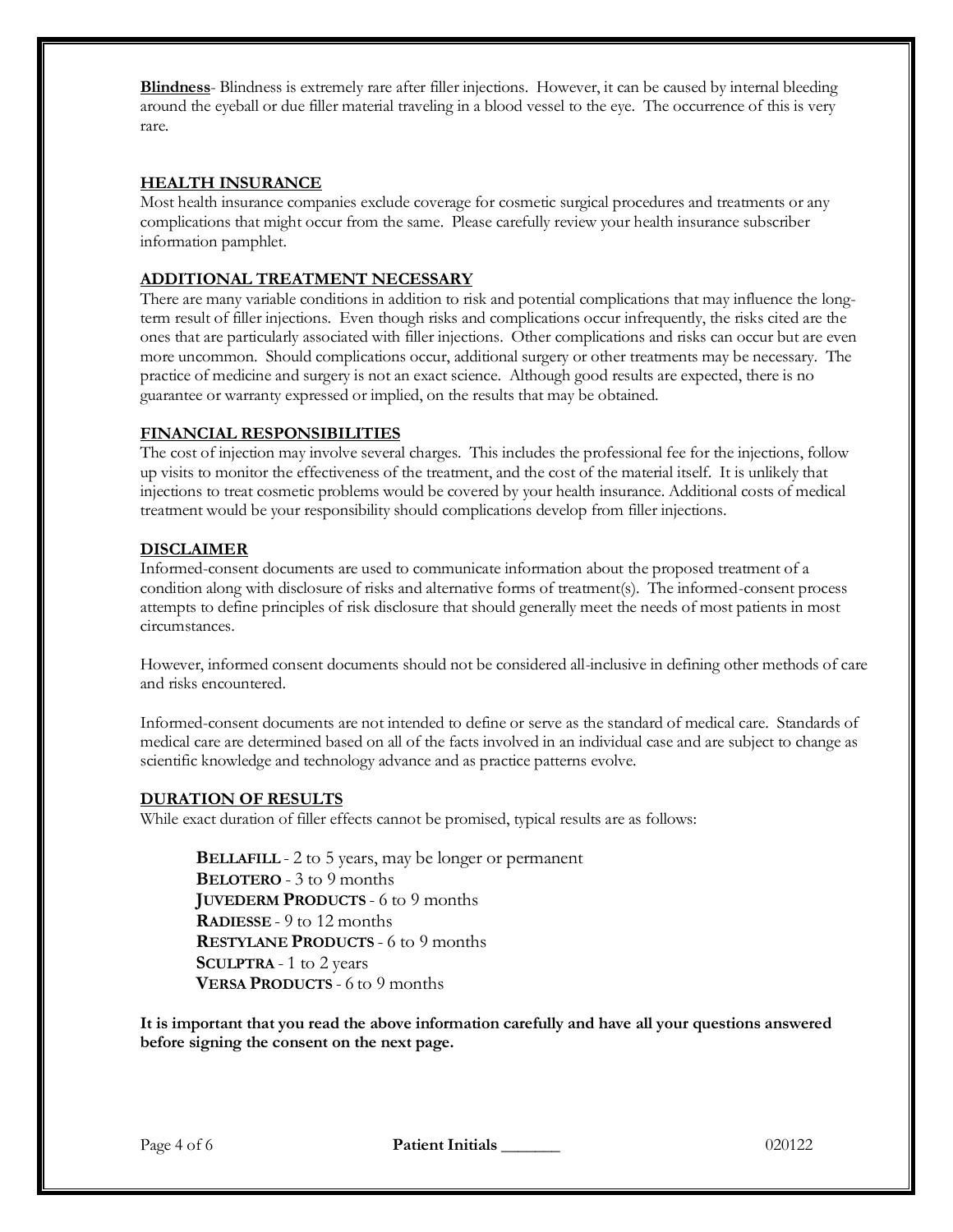**Blindness**- Blindness is extremely rare after filler injections. However, it can be caused by internal bleeding around the eyeball or due filler material traveling in a blood vessel to the eye. The occurrence of this is very rare.

## HEALTH INSURANCE

Most health insurance companies exclude coverage for cosmetic surgical procedures and treatments or any complications that might occur from the same. Please carefully review your health insurance subscriber information pamphlet.

## ADDITIONAL TREATMENT NECESSARY

There are many variable conditions in addition to risk and potential complications that may influence the long-term result of filler injections. Even though risks and complications occur infrequently, the risks cited are the ones that are particularly associated with filler injections. Other complications and risks can occur but are even more uncommon. Should complications occur, additional surgery or other treatments may be necessary. The practice of medicine and surgery is not an exact science. Although good results are expected, there is no guarantee or warranty expressed or implied, on the results that may be obtained.

## FINANCIAL RESPONSIBILITIES

The cost of injection may involve several charges. This includes the professional fee for the injections, follow up visits to monitor the effectiveness of the treatment, and the cost of the material itself. It is unlikely that injections to treat cosmetic problems would be covered by your health insurance. Additional costs of medical treatment would be your responsibility should complications develop from filler injections.

## DISCLAIMER

Informed-consent documents are used to communicate information about the proposed treatment of a condition along with disclosure of risks and alternative forms of treatment(s). The informed-consent process attempts to define principles of risk disclosure that should generally meet the needs of most patients in most circumstances.

However, informed consent documents should not be considered all-inclusive in defining other methods of care and risks encountered.

Informed-consent documents are not intended to define or serve as the standard of medical care. Standards of medical care are determined based on all of the facts involved in an individual case and are subject to change as scientific knowledge and technology advance and as practice patterns evolve.

## DURATION OF RESULTS

While exact duration of filler effects cannot be promised, typical results are as follows:

**BELLAFILL** - 2 to 5 years, may be longer or permanent
**BELOTERO** - 3 to 9 months
**JUVEDERM PRODUCTS** - 6 to 9 months
**RADIESSE** - 9 to 12 months
**RESTYLANE PRODUCTS** - 6 to 9 months
**SCULPTRA** - 1 to 2 years
**VERSA PRODUCTS** - 6 to 9 months

**It is important that you read the above information carefully and have all your questions answered before signing the consent on the next page.**

**Patient Initials** _______

020122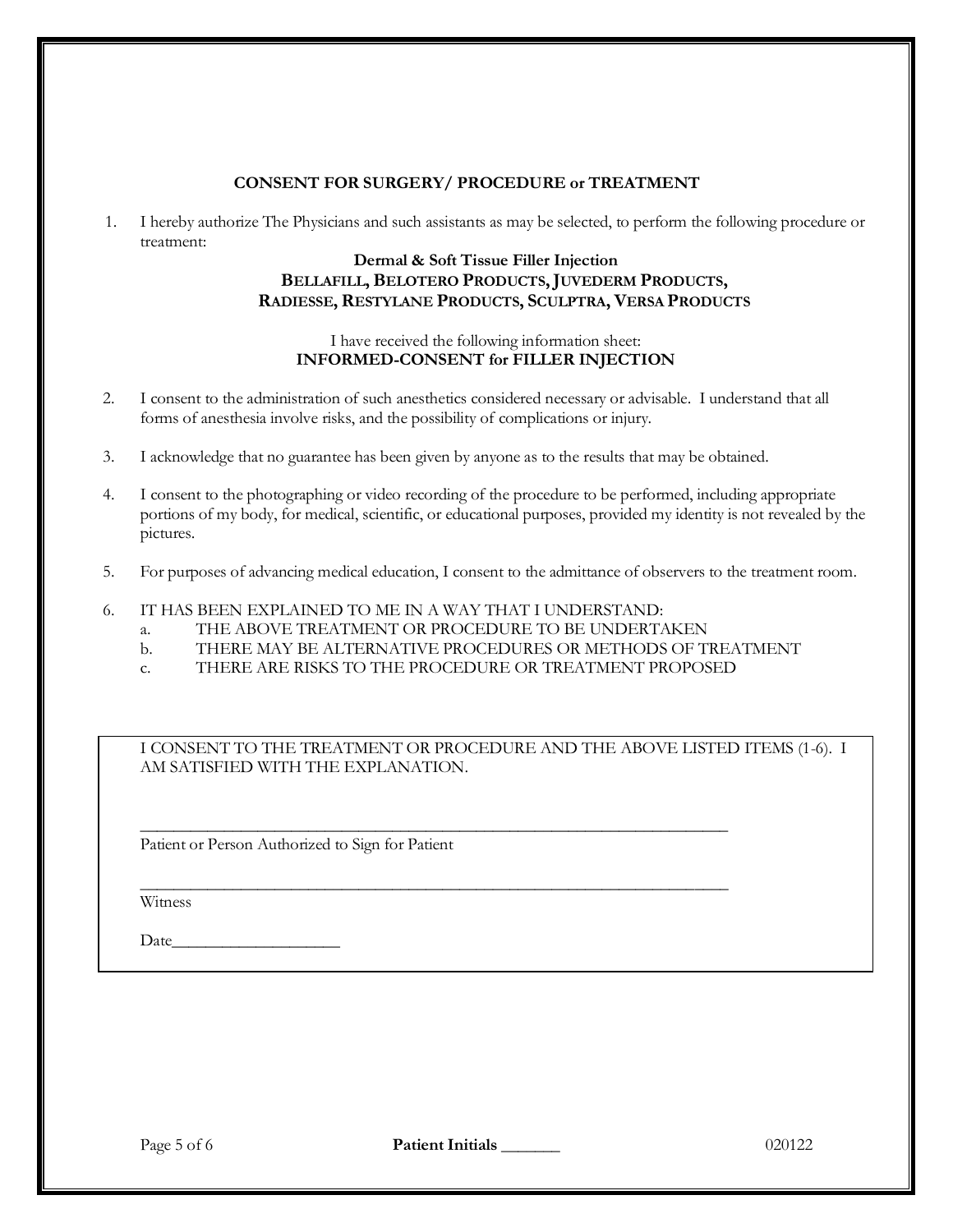## CONSENT FOR SURGERY/ PROCEDURE or TREATMENT

1. I hereby authorize The Physicians and such assistants as may be selected, to perform the following procedure or treatment:

   **Dermal & Soft Tissue Filler Injection**
   **BELLAFILL, BELOTERO PRODUCTS, JUVEDERM PRODUCTS,**
   **RADIESSE, RESTYLANE PRODUCTS, SCULPTRA, VERSA PRODUCTS**

   I have received the following information sheet:
   **INFORMED-CONSENT for FILLER INJECTION**

2. I consent to the administration of such anesthetics considered necessary or advisable. I understand that all forms of anesthesia involve risks, and the possibility of complications or injury.

3. I acknowledge that no guarantee has been given by anyone as to the results that may be obtained.

4. I consent to the photographing or video recording of the procedure to be performed, including appropriate portions of my body, for medical, scientific, or educational purposes, provided my identity is not revealed by the pictures.

5. For purposes of advancing medical education, I consent to the admittance of observers to the treatment room.

6. IT HAS BEEN EXPLAINED TO ME IN A WAY THAT I UNDERSTAND:
   a. THE ABOVE TREATMENT OR PROCEDURE TO BE UNDERTAKEN
   b. THERE MAY BE ALTERNATIVE PROCEDURES OR METHODS OF TREATMENT
   c. THERE ARE RISKS TO THE PROCEDURE OR TREATMENT PROPOSED

I CONSENT TO THE TREATMENT OR PROCEDURE AND THE ABOVE LISTED ITEMS (1-6). I AM SATISFIED WITH THE EXPLANATION.

______________________________________________________________________
Patient or Person Authorized to Sign for Patient

______________________________________________________________________
Witness

Date___________________

**Patient Initials** _______

020122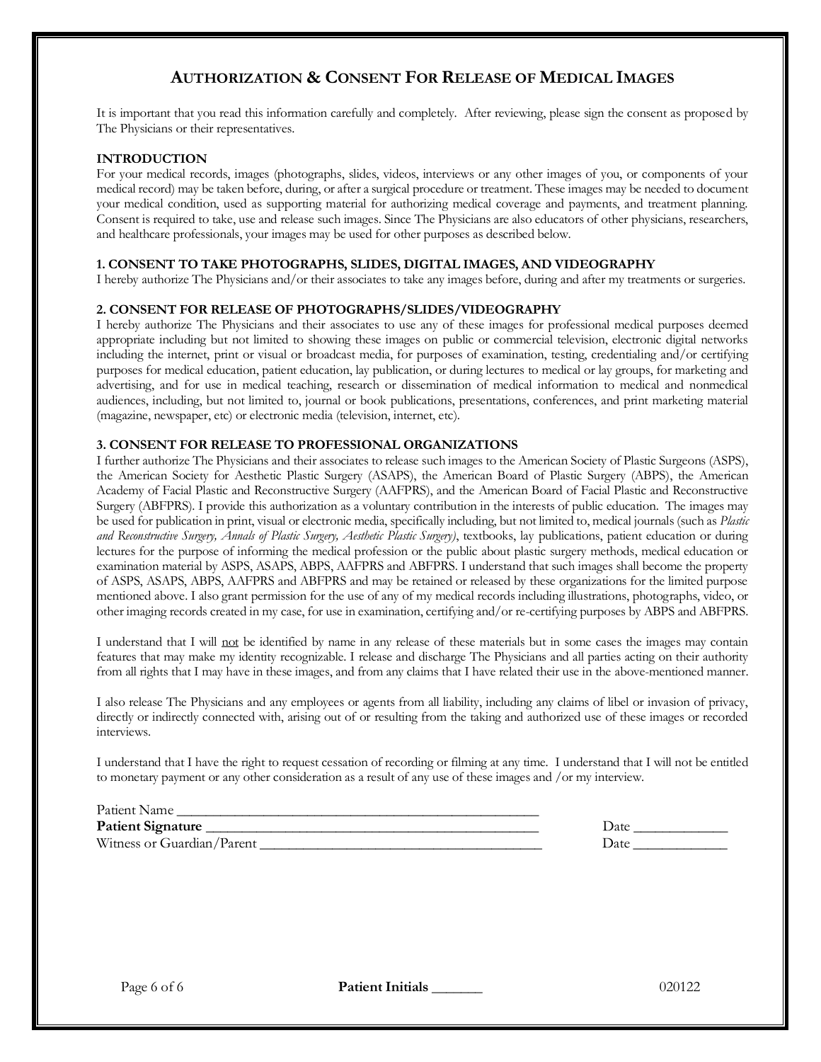# AUTHORIZATION & CONSENT FOR RELEASE OF MEDICAL IMAGES

It is important that you read this information carefully and completely. After reviewing, please sign the consent as proposed by The Physicians or their representatives.

**INTRODUCTION**
For your medical records, images (photographs, slides, videos, interviews or any other images of you, or components of your medical record) may be taken before, during, or after a surgical procedure or treatment. These images may be needed to document your medical condition, used as supporting material for authorizing medical coverage and payments, and treatment planning. Consent is required to take, use and release such images. Since The Physicians are also educators of other physicians, researchers, and healthcare professionals, your images may be used for other purposes as described below.

**1. CONSENT TO TAKE PHOTOGRAPHS, SLIDES, DIGITAL IMAGES, AND VIDEOGRAPHY**
I hereby authorize The Physicians and/or their associates to take any images before, during and after my treatments or surgeries.

**2. CONSENT FOR RELEASE OF PHOTOGRAPHS/SLIDES/VIDEOGRAPHY**
I hereby authorize The Physicians and their associates to use any of these images for professional medical purposes deemed appropriate including but not limited to showing these images on public or commercial television, electronic digital networks including the internet, print or visual or broadcast media, for purposes of examination, testing, credentialing and/or certifying purposes for medical education, patient education, lay publication, or during lectures to medical or lay groups, for marketing and advertising, and for use in medical teaching, research or dissemination of medical information to medical and nonmedical audiences, including, but not limited to, journal or book publications, presentations, conferences, and print marketing material (magazine, newspaper, etc) or electronic media (television, internet, etc).

**3. CONSENT FOR RELEASE TO PROFESSIONAL ORGANIZATIONS**
I further authorize The Physicians and their associates to release such images to the American Society of Plastic Surgeons (ASPS), the American Society for Aesthetic Plastic Surgery (ASAPS), the American Board of Plastic Surgery (ABPS), the American Academy of Facial Plastic and Reconstructive Surgery (AAFPRS), and the American Board of Facial Plastic and Reconstructive Surgery (ABFPRS). I provide this authorization as a voluntary contribution in the interests of public education. The images may be used for publication in print, visual or electronic media, specifically including, but not limited to, medical journals (such as *Plastic and Reconstructive Surgery, Annals of Plastic Surgery, Aesthetic Plastic Surgery)*, textbooks, lay publications, patient education or during lectures for the purpose of informing the medical profession or the public about plastic surgery methods, medical education or examination material by ASPS, ASAPS, ABPS, AAFPRS and ABFPRS. I understand that such images shall become the property of ASPS, ASAPS, ABPS, AAFPRS and ABFPRS and may be retained or released by these organizations for the limited purpose mentioned above. I also grant permission for the use of any of my medical records including illustrations, photographs, video, or other imaging records created in my case, for use in examination, certifying and/or re-certifying purposes by ABPS and ABFPRS.

I understand that I will not be identified by name in any release of these materials but in some cases the images may contain features that may make my identity recognizable. I release and discharge The Physicians and all parties acting on their authority from all rights that I may have in these images, and from any claims that I have related their use in the above-mentioned manner.

I also release The Physicians and any employees or agents from all liability, including any claims of libel or invasion of privacy, directly or indirectly connected with, arising out of or resulting from the taking and authorized use of these images or recorded interviews.

I understand that I have the right to request cessation of recording or filming at any time. I understand that I will not be entitled to monetary payment or any other consideration as a result of any use of these images and /or my interview.

Patient Name ________________________________________________

**Patient Signature** ______________________________________________ Date ____________

Witness or Guardian/Parent _____________________________________ Date ____________

**Patient Initials** _______

020122